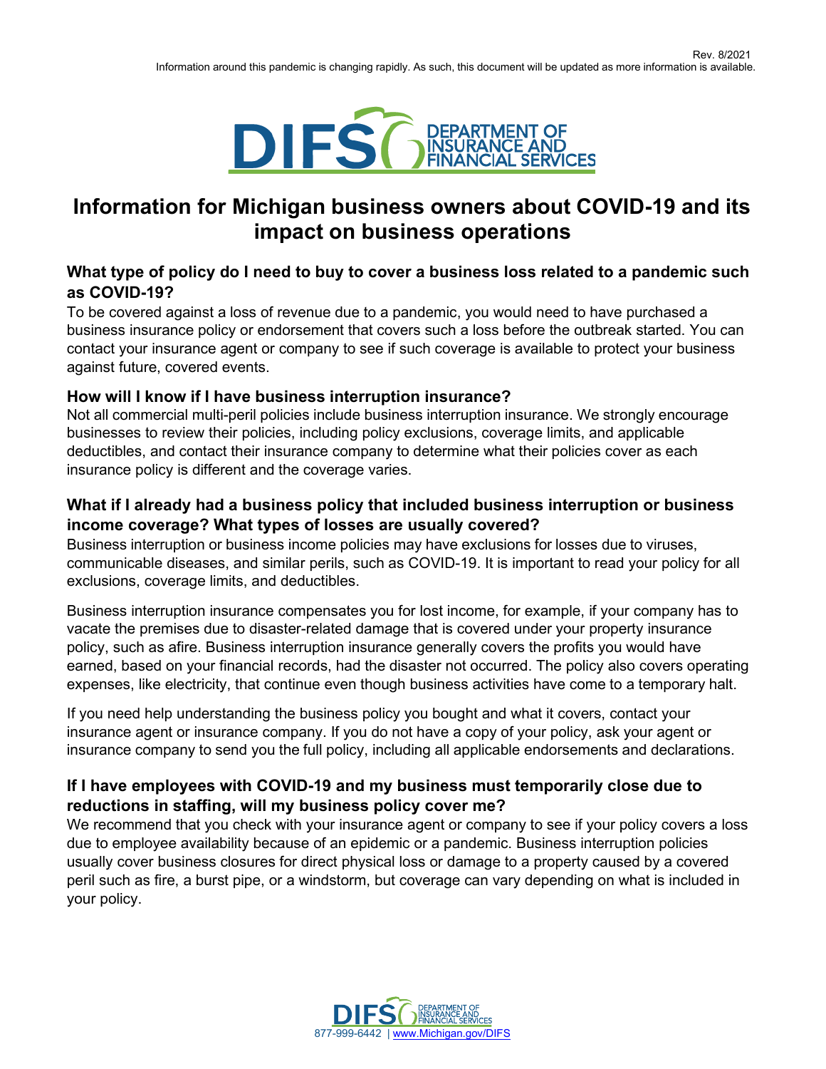Rev. 8/2021

Information around this pandemic is changing rapidly. As such, this document will be updated as more information is available.

DIFS DEPARTMENT OF INSURANCE AND FINANCIAL SERVICES

# Information for Michigan business owners about COVID-19 and its impact on business operations

### What type of policy do I need to buy to cover a business loss related to a pandemic such as COVID-19?

To be covered against a loss of revenue due to a pandemic, you would need to have purchased a business insurance policy or endorsement that covers such a loss before the outbreak started. You can contact your insurance agent or company to see if such coverage is available to protect your business against future, covered events.

### How will I know if I have business interruption insurance?

Not all commercial multi-peril policies include business interruption insurance. We strongly encourage businesses to review their policies, including policy exclusions, coverage limits, and applicable deductibles, and contact their insurance company to determine what their policies cover as each insurance policy is different and the coverage varies.

### What if I already had a business policy that included business interruption or business income coverage? What types of losses are usually covered?

Business interruption or business income policies may have exclusions for losses due to viruses, communicable diseases, and similar perils, such as COVID-19. It is important to read your policy for all exclusions, coverage limits, and deductibles.

Business interruption insurance compensates you for lost income, for example, if your company has to vacate the premises due to disaster-related damage that is covered under your property insurance policy, such as afire. Business interruption insurance generally covers the profits you would have earned, based on your financial records, had the disaster not occurred. The policy also covers operating expenses, like electricity, that continue even though business activities have come to a temporary halt.

If you need help understanding the business policy you bought and what it covers, contact your insurance agent or insurance company. If you do not have a copy of your policy, ask your agent or insurance company to send you the full policy, including all applicable endorsements and declarations.

### If I have employees with COVID-19 and my business must temporarily close due to reductions in staffing, will my business policy cover me?

We recommend that you check with your insurance agent or company to see if your policy covers a loss due to employee availability because of an epidemic or a pandemic. Business interruption policies usually cover business closures for direct physical loss or damage to a property caused by a covered peril such as fire, a burst pipe, or a windstorm, but coverage can vary depending on what is included in your policy.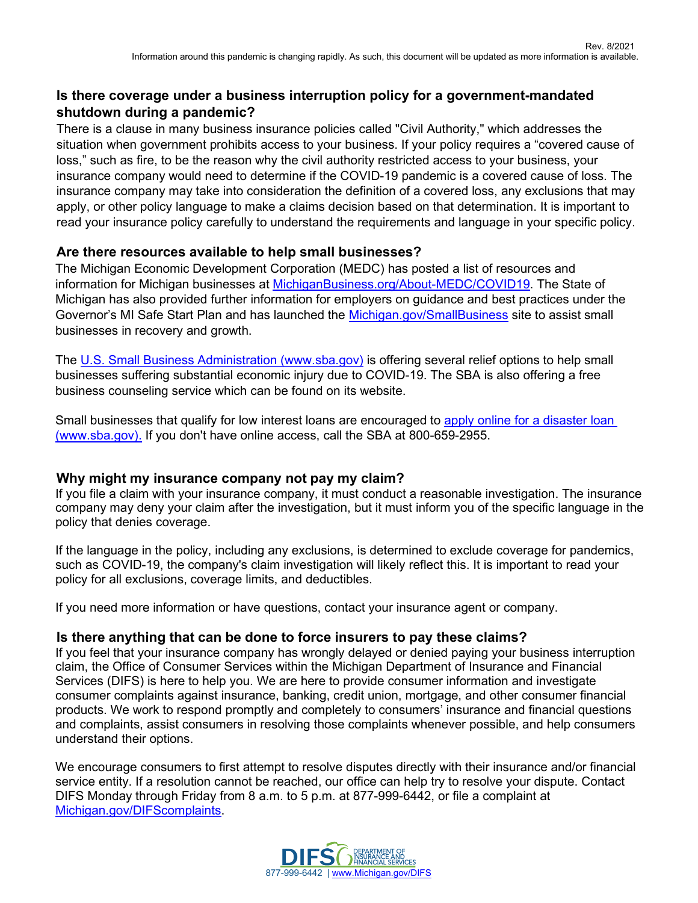## Is there coverage under a business interruption policy for a government-mandated shutdown during a pandemic?

There is a clause in many business insurance policies called "Civil Authority," which addresses the situation when government prohibits access to your business. If your policy requires a "covered cause of loss," such as fire, to be the reason why the civil authority restricted access to your business, your insurance company would need to determine if the COVID-19 pandemic is a covered cause of loss. The insurance company may take into consideration the definition of a covered loss, any exclusions that may apply, or other policy language to make a claims decision based on that determination. It is important to read your insurance policy carefully to understand the requirements and language in your specific policy.

## Are there resources available to help small businesses?

The Michigan Economic Development Corporation (MEDC) has posted a list of resources and information for Michigan businesses at MichiganBusiness.org/About-MEDC/COVID19. The State of Michigan has also provided further information for employers on guidance and best practices under the Governor's MI Safe Start Plan and has launched the Michigan.gov/SmallBusiness site to assist small businesses in recovery and growth.

The U.S. Small Business Administration (www.sba.gov) is offering several relief options to help small businesses suffering substantial economic injury due to COVID-19. The SBA is also offering a free business counseling service which can be found on its website.

Small businesses that qualify for low interest loans are encouraged to apply online for a disaster loan (www.sba.gov). If you don't have online access, call the SBA at 800-659-2955.

## Why might my insurance company not pay my claim?

If you file a claim with your insurance company, it must conduct a reasonable investigation. The insurance company may deny your claim after the investigation, but it must inform you of the specific language in the policy that denies coverage.

If the language in the policy, including any exclusions, is determined to exclude coverage for pandemics, such as COVID-19, the company's claim investigation will likely reflect this. It is important to read your policy for all exclusions, coverage limits, and deductibles.

If you need more information or have questions, contact your insurance agent or company.

## Is there anything that can be done to force insurers to pay these claims?

If you feel that your insurance company has wrongly delayed or denied paying your business interruption claim, the Office of Consumer Services within the Michigan Department of Insurance and Financial Services (DIFS) is here to help you. We are here to provide consumer information and investigate consumer complaints against insurance, banking, credit union, mortgage, and other consumer financial products. We work to respond promptly and completely to consumers' insurance and financial questions and complaints, assist consumers in resolving those complaints whenever possible, and help consumers understand their options.

We encourage consumers to first attempt to resolve disputes directly with their insurance and/or financial service entity. If a resolution cannot be reached, our office can help try to resolve your dispute. Contact DIFS Monday through Friday from 8 a.m. to 5 p.m. at 877-999-6442, or file a complaint at Michigan.gov/DIFScomplaints.